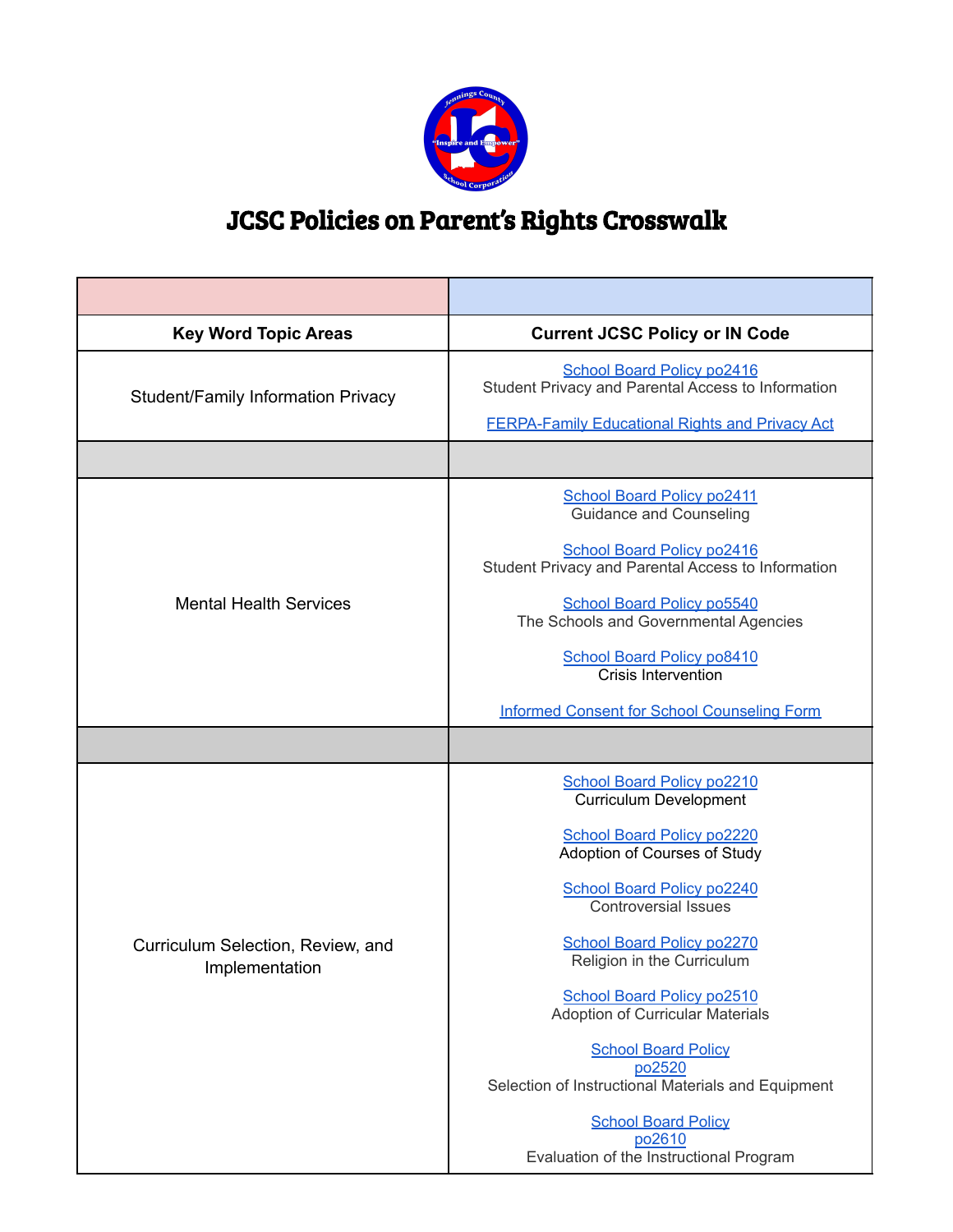# JCSC Policies on Parent's Rights Crosswalk

| Key Word Topic Areas | Current JCSC Policy or IN Code |
|---|---|
| Student/Family Information Privacy | School Board Policy po2416<br>Student Privacy and Parental Access to Information<br><br>FERPA-Family Educational Rights and Privacy Act |
| | |
| Mental Health Services | School Board Policy po2411<br>Guidance and Counseling<br><br>School Board Policy po2416<br>Student Privacy and Parental Access to Information<br><br>School Board Policy po5540<br>The Schools and Governmental Agencies<br><br>School Board Policy po8410<br>Crisis Intervention<br><br>Informed Consent for School Counseling Form |
| | |
| Curriculum Selection, Review, and Implementation | School Board Policy po2210<br>Curriculum Development<br><br>School Board Policy po2220<br>Adoption of Courses of Study<br><br>School Board Policy po2240<br>Controversial Issues<br><br>School Board Policy po2270<br>Religion in the Curriculum<br><br>School Board Policy po2510<br>Adoption of Curricular Materials<br><br>School Board Policy po2520<br>Selection of Instructional Materials and Equipment<br><br>School Board Policy po2610<br>Evaluation of the Instructional Program |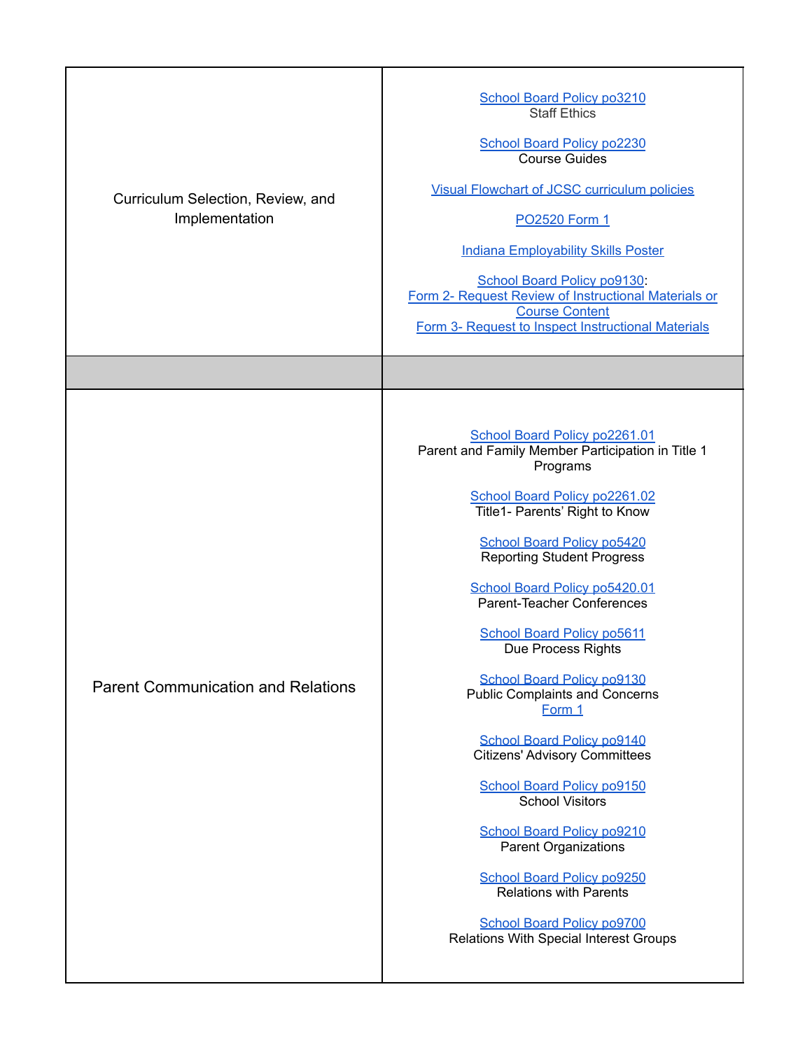| | |
|---|---|
| Curriculum Selection, Review, and Implementation | School Board Policy po3210<br>Staff Ethics<br><br>School Board Policy po2230<br>Course Guides<br><br>Visual Flowchart of JCSC curriculum policies<br><br>PO2520 Form 1<br><br>Indiana Employability Skills Poster<br><br>School Board Policy po9130:<br>Form 2- Request Review of Instructional Materials or Course Content<br>Form 3- Request to Inspect Instructional Materials |
| | |
| Parent Communication and Relations | School Board Policy po2261.01<br>Parent and Family Member Participation in Title 1 Programs<br><br>School Board Policy po2261.02<br>Title1- Parents' Right to Know<br><br>School Board Policy po5420<br>Reporting Student Progress<br><br>School Board Policy po5420.01<br>Parent-Teacher Conferences<br><br>School Board Policy po5611<br>Due Process Rights<br><br>School Board Policy po9130<br>Public Complaints and Concerns<br>Form 1<br><br>School Board Policy po9140<br>Citizens' Advisory Committees<br><br>School Board Policy po9150<br>School Visitors<br><br>School Board Policy po9210<br>Parent Organizations<br><br>School Board Policy po9250<br>Relations with Parents<br><br>School Board Policy po9700<br>Relations With Special Interest Groups |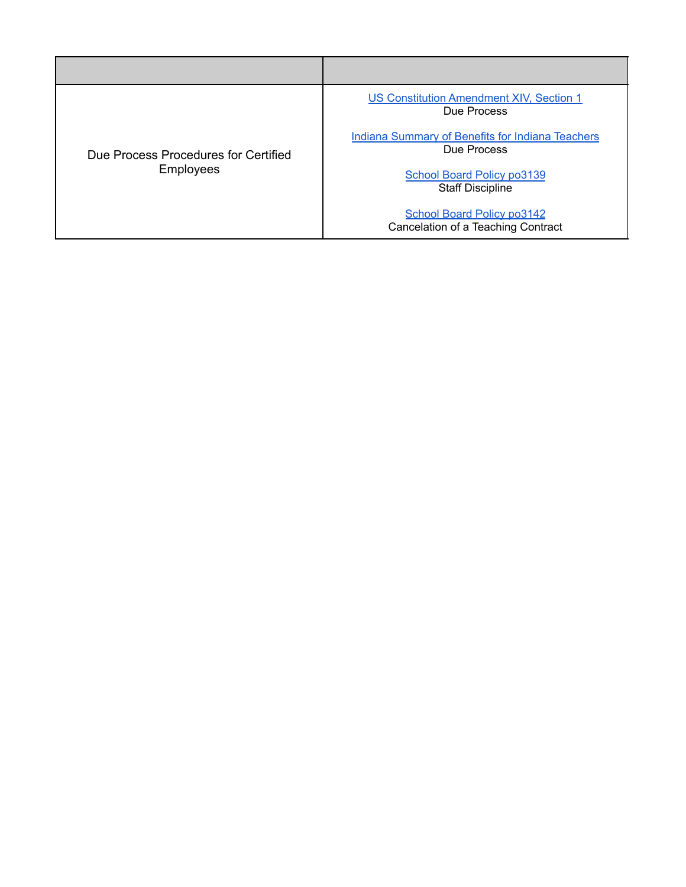| | |
|---|---|
| Due Process Procedures for Certified Employees | [US Constitution Amendment XIV, Section 1] Due Process<br><br>[Indiana Summary of Benefits for Indiana Teachers] Due Process<br><br>[School Board Policy po3139] Staff Discipline<br><br>[School Board Policy po3142] Cancelation of a Teaching Contract |